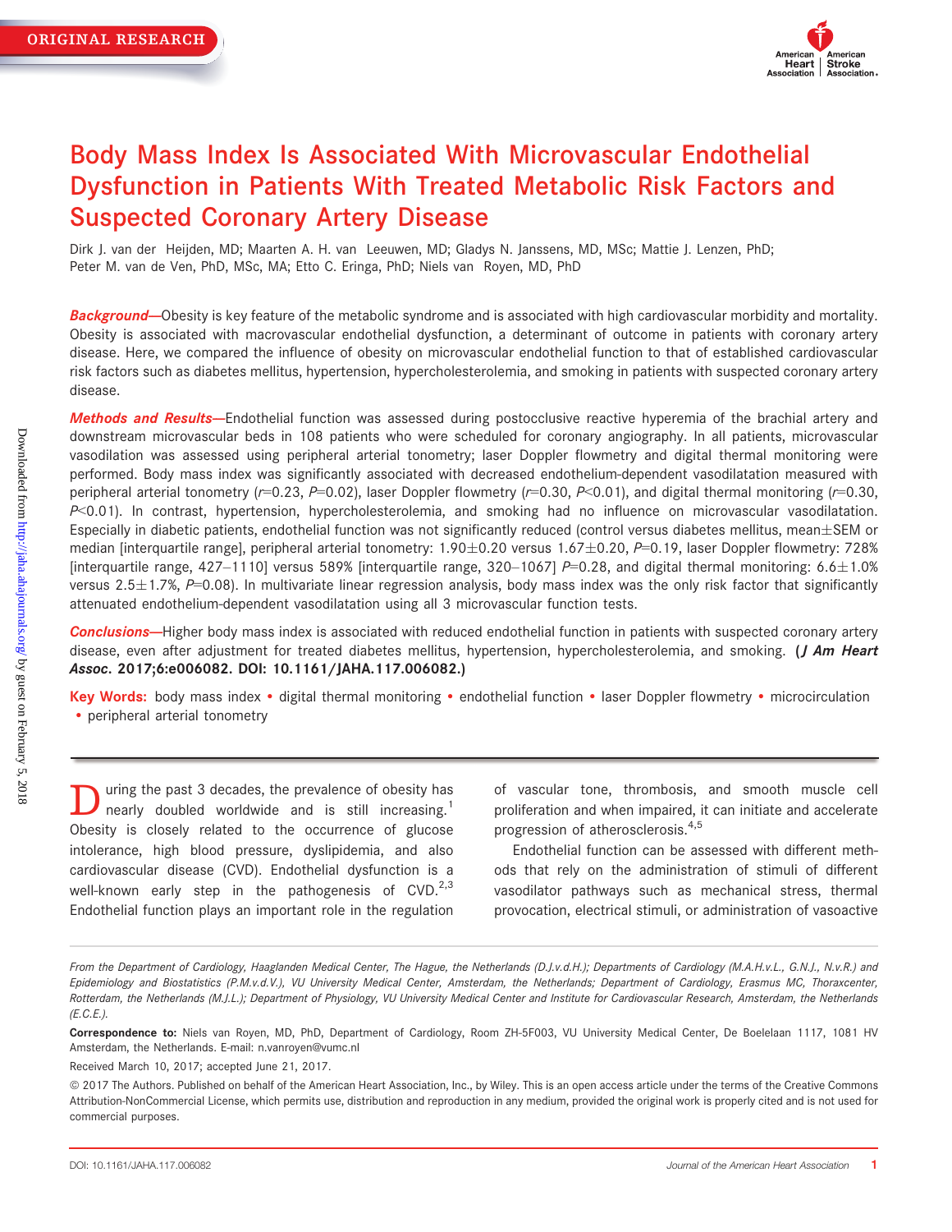ORIGINAL RESEARCH

# Body Mass Index Is Associated With Microvascular Endothelial Dysfunction in Patients With Treated Metabolic Risk Factors and Suspected Coronary Artery Disease

Dirk J. van der Heijden, MD; Maarten A. H. van Leeuwen, MD; Gladys N. Janssens, MD, MSc; Mattie J. Lenzen, PhD; Peter M. van de Ven, PhD, MSc, MA; Etto C. Eringa, PhD; Niels van Royen, MD, PhD

***Background*—**Obesity is key feature of the metabolic syndrome and is associated with high cardiovascular morbidity and mortality. Obesity is associated with macrovascular endothelial dysfunction, a determinant of outcome in patients with coronary artery disease. Here, we compared the influence of obesity on microvascular endothelial function to that of established cardiovascular risk factors such as diabetes mellitus, hypertension, hypercholesterolemia, and smoking in patients with suspected coronary artery disease.

***Methods and Results*—**Endothelial function was assessed during postocclusive reactive hyperemia of the brachial artery and downstream microvascular beds in 108 patients who were scheduled for coronary angiography. In all patients, microvascular vasodilation was assessed using peripheral arterial tonometry; laser Doppler flowmetry and digital thermal monitoring were performed. Body mass index was significantly associated with decreased endothelium-dependent vasodilatation measured with peripheral arterial tonometry ($r$=0.23, $P$=0.02), laser Doppler flowmetry ($r$=0.30, $P$<0.01), and digital thermal monitoring ($r$=0.30, $P$<0.01). In contrast, hypertension, hypercholesterolemia, and smoking had no influence on microvascular vasodilatation. Especially in diabetic patients, endothelial function was not significantly reduced (control versus diabetes mellitus, mean±SEM or median [interquartile range], peripheral arterial tonometry: 1.90±0.20 versus 1.67±0.20, $P$=0.19, laser Doppler flowmetry: 728% [interquartile range, 427–1110] versus 589% [interquartile range, 320–1067] $P$=0.28, and digital thermal monitoring: 6.6±1.0% versus 2.5±1.7%, $P$=0.08). In multivariate linear regression analysis, body mass index was the only risk factor that significantly attenuated endothelium-dependent vasodilatation using all 3 microvascular function tests.

***Conclusions*—**Higher body mass index is associated with reduced endothelial function in patients with suspected coronary artery disease, even after adjustment for treated diabetes mellitus, hypertension, hypercholesterolemia, and smoking. **(*J Am Heart Assoc*. 2017;6:e006082. DOI: 10.1161/JAHA.117.006082.)**

**Key Words:** body mass index • digital thermal monitoring • endothelial function • laser Doppler flowmetry • microcirculation • peripheral arterial tonometry

During the past 3 decades, the prevalence of obesity has nearly doubled worldwide and is still increasing.[1] Obesity is closely related to the occurrence of glucose intolerance, high blood pressure, dyslipidemia, and also cardiovascular disease (CVD). Endothelial dysfunction is a well-known early step in the pathogenesis of CVD.[2,3] Endothelial function plays an important role in the regulation of vascular tone, thrombosis, and smooth muscle cell proliferation and when impaired, it can initiate and accelerate progression of atherosclerosis.[4,5]

Endothelial function can be assessed with different methods that rely on the administration of stimuli of different vasodilator pathways such as mechanical stress, thermal provocation, electrical stimuli, or administration of vasoactive

*From the Department of Cardiology, Haaglanden Medical Center, The Hague, the Netherlands (D.J.v.d.H.); Departments of Cardiology (M.A.H.v.L., G.N.J., N.v.R.) and Epidemiology and Biostatistics (P.M.v.d.V.), VU University Medical Center, Amsterdam, the Netherlands; Department of Cardiology, Erasmus MC, Thoraxcenter, Rotterdam, the Netherlands (M.J.L.); Department of Physiology, VU University Medical Center and Institute for Cardiovascular Research, Amsterdam, the Netherlands (E.C.E.).*

**Correspondence to:** Niels van Royen, MD, PhD, Department of Cardiology, Room ZH-5F003, VU University Medical Center, De Boelelaan 1117, 1081 HV Amsterdam, the Netherlands. E-mail: n.vanroyen@vumc.nl

Received March 10, 2017; accepted June 21, 2017.

© 2017 The Authors. Published on behalf of the American Heart Association, Inc., by Wiley. This is an open access article under the terms of the Creative Commons Attribution-NonCommercial License, which permits use, distribution and reproduction in any medium, provided the original work is properly cited and is not used for commercial purposes.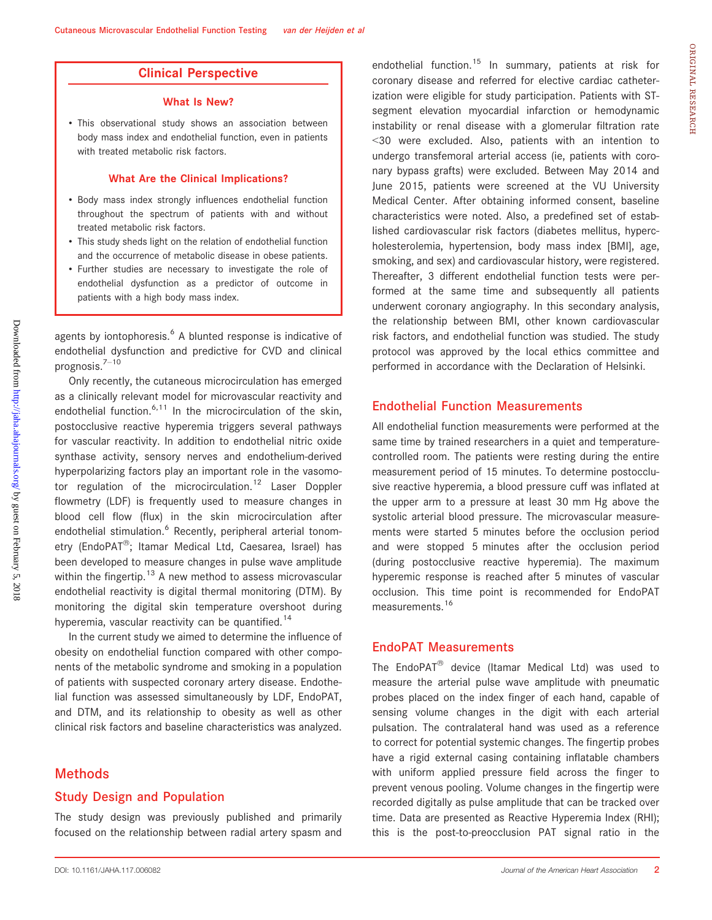## Clinical Perspective

### What Is New?

- This observational study shows an association between body mass index and endothelial function, even in patients with treated metabolic risk factors.

### What Are the Clinical Implications?

- Body mass index strongly influences endothelial function throughout the spectrum of patients with and without treated metabolic risk factors.
- This study sheds light on the relation of endothelial function and the occurrence of metabolic disease in obese patients.
- Further studies are necessary to investigate the role of endothelial dysfunction as a predictor of outcome in patients with a high body mass index.

agents by iontophoresis.[6] A blunted response is indicative of endothelial dysfunction and predictive for CVD and clinical prognosis.[7–10]

Only recently, the cutaneous microcirculation has emerged as a clinically relevant model for microvascular reactivity and endothelial function.[6,11] In the microcirculation of the skin, postocclusive reactive hyperemia triggers several pathways for vascular reactivity. In addition to endothelial nitric oxide synthase activity, sensory nerves and endothelium-derived hyperpolarizing factors play an important role in the vasomotor regulation of the microcirculation.[12] Laser Doppler flowmetry (LDF) is frequently used to measure changes in blood cell flow (flux) in the skin microcirculation after endothelial stimulation.[6] Recently, peripheral arterial tonometry (EndoPAT®; Itamar Medical Ltd, Caesarea, Israel) has been developed to measure changes in pulse wave amplitude within the fingertip.[13] A new method to assess microvascular endothelial reactivity is digital thermal monitoring (DTM). By monitoring the digital skin temperature overshoot during hyperemia, vascular reactivity can be quantified.[14]

In the current study we aimed to determine the influence of obesity on endothelial function compared with other components of the metabolic syndrome and smoking in a population of patients with suspected coronary artery disease. Endothelial function was assessed simultaneously by LDF, EndoPAT, and DTM, and its relationship to obesity as well as other clinical risk factors and baseline characteristics was analyzed.

# Methods

## Study Design and Population

The study design was previously published and primarily focused on the relationship between radial artery spasm and endothelial function.[15] In summary, patients at risk for coronary disease and referred for elective cardiac catheterization were eligible for study participation. Patients with ST-segment elevation myocardial infarction or hemodynamic instability or renal disease with a glomerular filtration rate <30 were excluded. Also, patients with an intention to undergo transfemoral arterial access (ie, patients with coronary bypass grafts) were excluded. Between May 2014 and June 2015, patients were screened at the VU University Medical Center. After obtaining informed consent, baseline characteristics were noted. Also, a predefined set of established cardiovascular risk factors (diabetes mellitus, hypercholesterolemia, hypertension, body mass index [BMI], age, smoking, and sex) and cardiovascular history, were registered. Thereafter, 3 different endothelial function tests were performed at the same time and subsequently all patients underwent coronary angiography. In this secondary analysis, the relationship between BMI, other known cardiovascular risk factors, and endothelial function was studied. The study protocol was approved by the local ethics committee and performed in accordance with the Declaration of Helsinki.

## Endothelial Function Measurements

All endothelial function measurements were performed at the same time by trained researchers in a quiet and temperature-controlled room. The patients were resting during the entire measurement period of 15 minutes. To determine postocclusive reactive hyperemia, a blood pressure cuff was inflated at the upper arm to a pressure at least 30 mm Hg above the systolic arterial blood pressure. The microvascular measurements were started 5 minutes before the occlusion period and were stopped 5 minutes after the occlusion period (during postocclusive reactive hyperemia). The maximum hyperemic response is reached after 5 minutes of vascular occlusion. This time point is recommended for EndoPAT measurements.[16]

## EndoPAT Measurements

The EndoPAT® device (Itamar Medical Ltd) was used to measure the arterial pulse wave amplitude with pneumatic probes placed on the index finger of each hand, capable of sensing volume changes in the digit with each arterial pulsation. The contralateral hand was used as a reference to correct for potential systemic changes. The fingertip probes have a rigid external casing containing inflatable chambers with uniform applied pressure field across the finger to prevent venous pooling. Volume changes in the fingertip were recorded digitally as pulse amplitude that can be tracked over time. Data are presented as Reactive Hyperemia Index (RHI); this is the post-to-preocclusion PAT signal ratio in the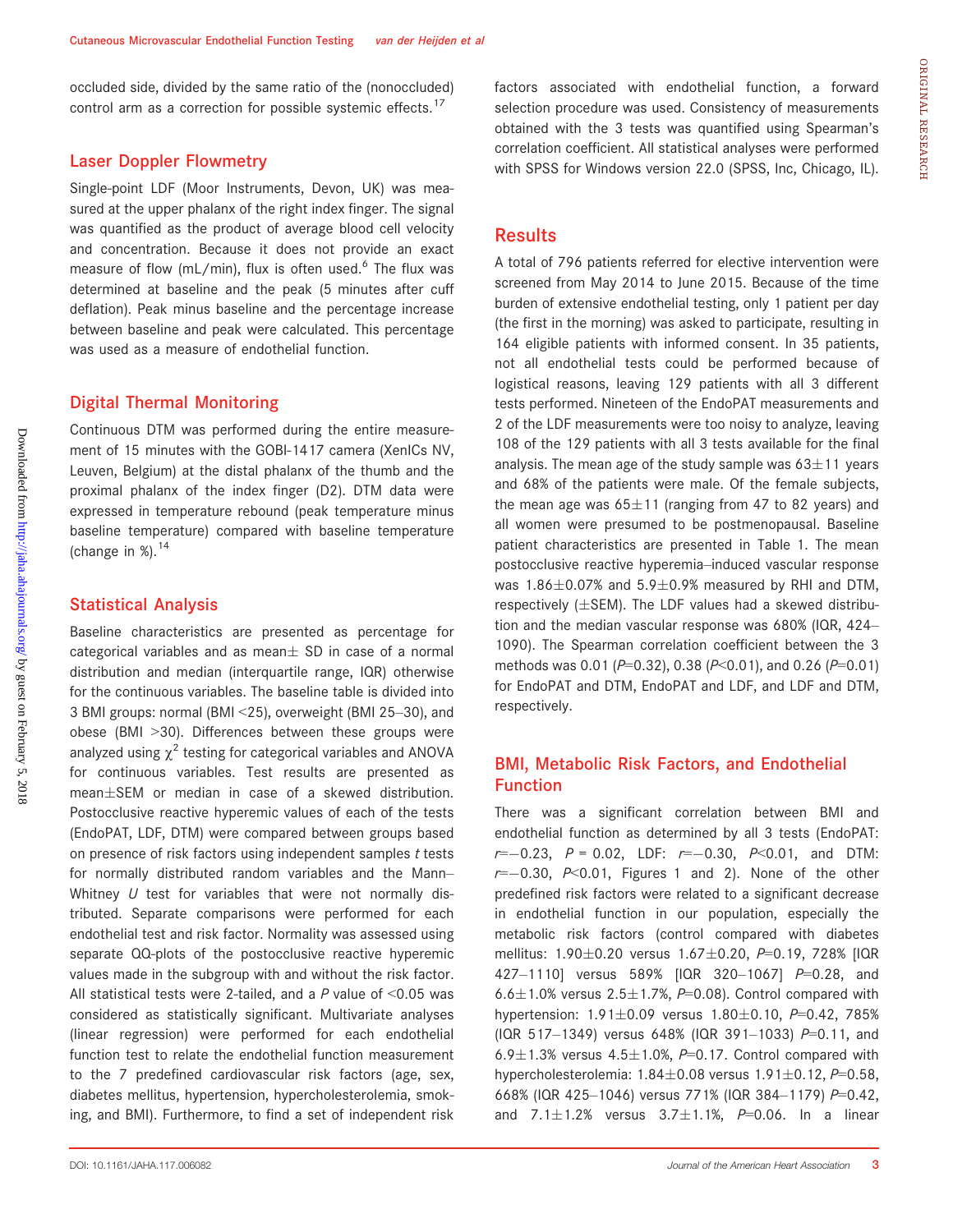occluded side, divided by the same ratio of the (nonoccluded) control arm as a correction for possible systemic effects.[17]

## Laser Doppler Flowmetry

Single-point LDF (Moor Instruments, Devon, UK) was measured at the upper phalanx of the right index finger. The signal was quantified as the product of average blood cell velocity and concentration. Because it does not provide an exact measure of flow (mL/min), flux is often used.[6] The flux was determined at baseline and the peak (5 minutes after cuff deflation). Peak minus baseline and the percentage increase between baseline and peak were calculated. This percentage was used as a measure of endothelial function.

## Digital Thermal Monitoring

Continuous DTM was performed during the entire measurement of 15 minutes with the GOBI-1417 camera (XenICs NV, Leuven, Belgium) at the distal phalanx of the thumb and the proximal phalanx of the index finger (D2). DTM data were expressed in temperature rebound (peak temperature minus baseline temperature) compared with baseline temperature (change in %).[14]

## Statistical Analysis

Baseline characteristics are presented as percentage for categorical variables and as mean± SD in case of a normal distribution and median (interquartile range, IQR) otherwise for the continuous variables. The baseline table is divided into 3 BMI groups: normal (BMI <25), overweight (BMI 25–30), and obese (BMI >30). Differences between these groups were analyzed using $\chi^2$ testing for categorical variables and ANOVA for continuous variables. Test results are presented as mean±SEM or median in case of a skewed distribution. Postocclusive reactive hyperemic values of each of the tests (EndoPAT, LDF, DTM) were compared between groups based on presence of risk factors using independent samples *t* tests for normally distributed random variables and the Mann–Whitney *U* test for variables that were not normally distributed. Separate comparisons were performed for each endothelial test and risk factor. Normality was assessed using separate QQ-plots of the postocclusive reactive hyperemic values made in the subgroup with and without the risk factor. All statistical tests were 2-tailed, and a *P* value of <0.05 was considered as statistically significant. Multivariate analyses (linear regression) were performed for each endothelial function test to relate the endothelial function measurement to the 7 predefined cardiovascular risk factors (age, sex, diabetes mellitus, hypertension, hypercholesterolemia, smoking, and BMI). Furthermore, to find a set of independent risk factors associated with endothelial function, a forward selection procedure was used. Consistency of measurements obtained with the 3 tests was quantified using Spearman's correlation coefficient. All statistical analyses were performed with SPSS for Windows version 22.0 (SPSS, Inc, Chicago, IL).

## Results

A total of 796 patients referred for elective intervention were screened from May 2014 to June 2015. Because of the time burden of extensive endothelial testing, only 1 patient per day (the first in the morning) was asked to participate, resulting in 164 eligible patients with informed consent. In 35 patients, not all endothelial tests could be performed because of logistical reasons, leaving 129 patients with all 3 different tests performed. Nineteen of the EndoPAT measurements and 2 of the LDF measurements were too noisy to analyze, leaving 108 of the 129 patients with all 3 tests available for the final analysis. The mean age of the study sample was 63±11 years and 68% of the patients were male. Of the female subjects, the mean age was 65±11 (ranging from 47 to 82 years) and all women were presumed to be postmenopausal. Baseline patient characteristics are presented in Table 1. The mean postocclusive reactive hyperemia–induced vascular response was 1.86±0.07% and 5.9±0.9% measured by RHI and DTM, respectively (±SEM). The LDF values had a skewed distribution and the median vascular response was 680% (IQR, 424–1090). The Spearman correlation coefficient between the 3 methods was 0.01 ($P$=0.32), 0.38 ($P$<0.01), and 0.26 ($P$=0.01) for EndoPAT and DTM, EndoPAT and LDF, and LDF and DTM, respectively.

## BMI, Metabolic Risk Factors, and Endothelial Function

There was a significant correlation between BMI and endothelial function as determined by all 3 tests (EndoPAT: $r$=−0.23, $P$ = 0.02, LDF: $r$=−0.30, $P$<0.01, and DTM: $r$=−0.30, $P$<0.01, Figures 1 and 2). None of the other predefined risk factors were related to a significant decrease in endothelial function in our population, especially the metabolic risk factors (control compared with diabetes mellitus: 1.90±0.20 versus 1.67±0.20, $P$=0.19, 728% [IQR 427–1110] versus 589% [IQR 320–1067] $P$=0.28, and 6.6±1.0% versus 2.5±1.7%, $P$=0.08). Control compared with hypertension: 1.91±0.09 versus 1.80±0.10, $P$=0.42, 785% (IQR 517–1349) versus 648% (IQR 391–1033) $P$=0.11, and 6.9±1.3% versus 4.5±1.0%, $P$=0.17. Control compared with hypercholesterolemia: 1.84±0.08 versus 1.91±0.12, $P$=0.58, 668% (IQR 425–1046) versus 771% (IQR 384–1179) $P$=0.42, and 7.1±1.2% versus 3.7±1.1%, $P$=0.06. In a linear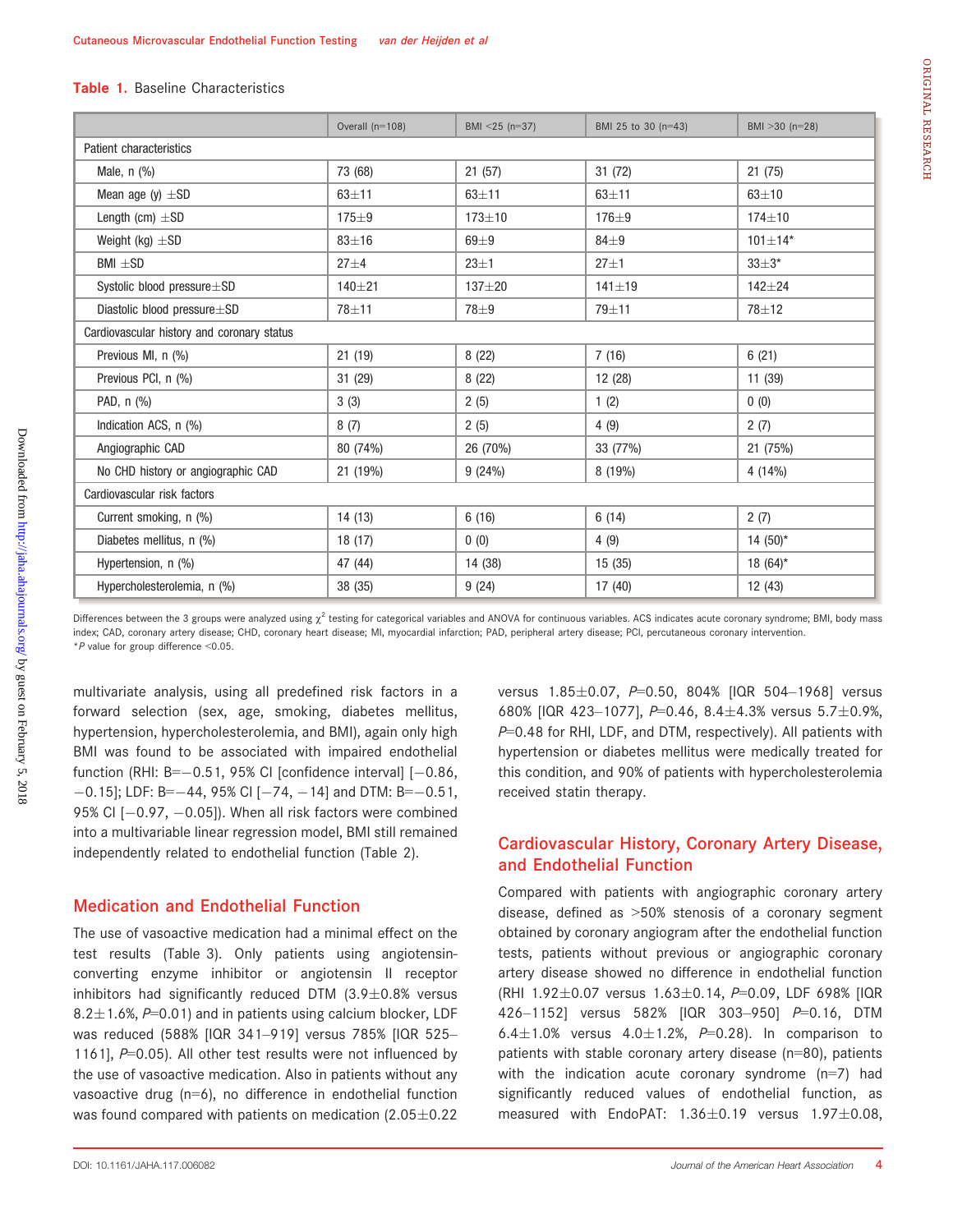**Table 1.** Baseline Characteristics

| | Overall (n=108) | BMI <25 (n=37) | BMI 25 to 30 (n=43) | BMI >30 (n=28) |
|---|---|---|---|---|
| Patient characteristics | | | | |
| Male, n (%) | 73 (68) | 21 (57) | 31 (72) | 21 (75) |
| Mean age (y) ±SD | 63±11 | 63±11 | 63±11 | 63±10 |
| Length (cm) ±SD | 175±9 | 173±10 | 176±9 | 174±10 |
| Weight (kg) ±SD | 83±16 | 69±9 | 84±9 | 101±14* |
| BMI ±SD | 27±4 | 23±1 | 27±1 | 33±3* |
| Systolic blood pressure±SD | 140±21 | 137±20 | 141±19 | 142±24 |
| Diastolic blood pressure±SD | 78±11 | 78±9 | 79±11 | 78±12 |
| Cardiovascular history and coronary status | | | | |
| Previous MI, n (%) | 21 (19) | 8 (22) | 7 (16) | 6 (21) |
| Previous PCI, n (%) | 31 (29) | 8 (22) | 12 (28) | 11 (39) |
| PAD, n (%) | 3 (3) | 2 (5) | 1 (2) | 0 (0) |
| Indication ACS, n (%) | 8 (7) | 2 (5) | 4 (9) | 2 (7) |
| Angiographic CAD | 80 (74%) | 26 (70%) | 33 (77%) | 21 (75%) |
| No CHD history or angiographic CAD | 21 (19%) | 9 (24%) | 8 (19%) | 4 (14%) |
| Cardiovascular risk factors | | | | |
| Current smoking, n (%) | 14 (13) | 6 (16) | 6 (14) | 2 (7) |
| Diabetes mellitus, n (%) | 18 (17) | 0 (0) | 4 (9) | 14 (50)* |
| Hypertension, n (%) | 47 (44) | 14 (38) | 15 (35) | 18 (64)* |
| Hypercholesterolemia, n (%) | 38 (35) | 9 (24) | 17 (40) | 12 (43) |

Differences between the 3 groups were analyzed using $\chi^2$ testing for categorical variables and ANOVA for continuous variables. ACS indicates acute coronary syndrome; BMI, body mass index; CAD, coronary artery disease; CHD, coronary heart disease; MI, myocardial infarction; PAD, peripheral artery disease; PCI, percutaneous coronary intervention.
*P value for group difference <0.05.

multivariate analysis, using all predefined risk factors in a forward selection (sex, age, smoking, diabetes mellitus, hypertension, hypercholesterolemia, and BMI), again only high BMI was found to be associated with impaired endothelial function (RHI: B=−0.51, 95% CI [confidence interval] [−0.86, −0.15]; LDF: B=−44, 95% CI [−74, −14] and DTM: B=−0.51, 95% CI [−0.97, −0.05]). When all risk factors were combined into a multivariable linear regression model, BMI still remained independently related to endothelial function (Table 2).

## Medication and Endothelial Function

The use of vasoactive medication had a minimal effect on the test results (Table 3). Only patients using angiotensin-converting enzyme inhibitor or angiotensin II receptor inhibitors had significantly reduced DTM (3.9±0.8% versus 8.2±1.6%, $P$=0.01) and in patients using calcium blocker, LDF was reduced (588% [IQR 341–919] versus 785% [IQR 525–1161], $P$=0.05). All other test results were not influenced by the use of vasoactive medication. Also in patients without any vasoactive drug (n=6), no difference in endothelial function was found compared with patients on medication (2.05±0.22 versus 1.85±0.07, $P$=0.50, 804% [IQR 504–1968] versus 680% [IQR 423–1077], $P$=0.46, 8.4±4.3% versus 5.7±0.9%, $P$=0.48 for RHI, LDF, and DTM, respectively). All patients with hypertension or diabetes mellitus were medically treated for this condition, and 90% of patients with hypercholesterolemia received statin therapy.

## Cardiovascular History, Coronary Artery Disease, and Endothelial Function

Compared with patients with angiographic coronary artery disease, defined as >50% stenosis of a coronary segment obtained by coronary angiogram after the endothelial function tests, patients without previous or angiographic coronary artery disease showed no difference in endothelial function (RHI 1.92±0.07 versus 1.63±0.14, $P$=0.09, LDF 698% [IQR 426–1152] versus 582% [IQR 303–950] $P$=0.16, DTM 6.4±1.0% versus 4.0±1.2%, $P$=0.28). In comparison to patients with stable coronary artery disease (n=80), patients with the indication acute coronary syndrome (n=7) had significantly reduced values of endothelial function, as measured with EndoPAT: 1.36±0.19 versus 1.97±0.08,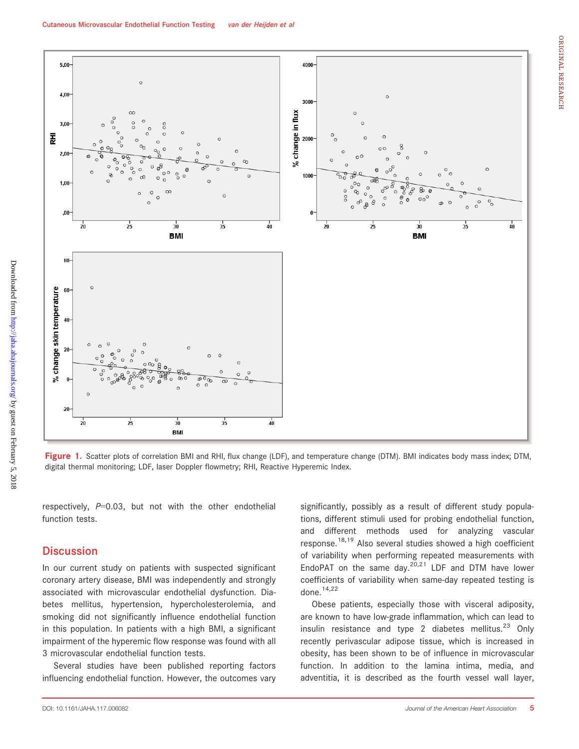Figure 1. Scatter plots of correlation BMI and RHI, flux change (LDF), and temperature change (DTM). BMI indicates body mass index; DTM, digital thermal monitoring; LDF, laser Doppler flowmetry; RHI, Reactive Hyperemic Index.

respectively, $P$=0.03, but not with the other endothelial function tests.

## Discussion

In our current study on patients with suspected significant coronary artery disease, BMI was independently and strongly associated with microvascular endothelial dysfunction. Diabetes mellitus, hypertension, hypercholesterolemia, and smoking did not significantly influence endothelial function in this population. In patients with a high BMI, a significant impairment of the hyperemic flow response was found with all 3 microvascular endothelial function tests.

Several studies have been published reporting factors influencing endothelial function. However, the outcomes vary significantly, possibly as a result of different study populations, different stimuli used for probing endothelial function, and different methods used for analyzing vascular response.[18,19] Also several studies showed a high coefficient of variability when performing repeated measurements with EndoPAT on the same day.[20,21] LDF and DTM have lower coefficients of variability when same-day repeated testing is done.[14,22]

Obese patients, especially those with visceral adiposity, are known to have low-grade inflammation, which can lead to insulin resistance and type 2 diabetes mellitus.[23] Only recently perivascular adipose tissue, which is increased in obesity, has been shown to be of influence in microvascular function. In addition to the lamina intima, media, and adventitia, it is described as the fourth vessel wall layer,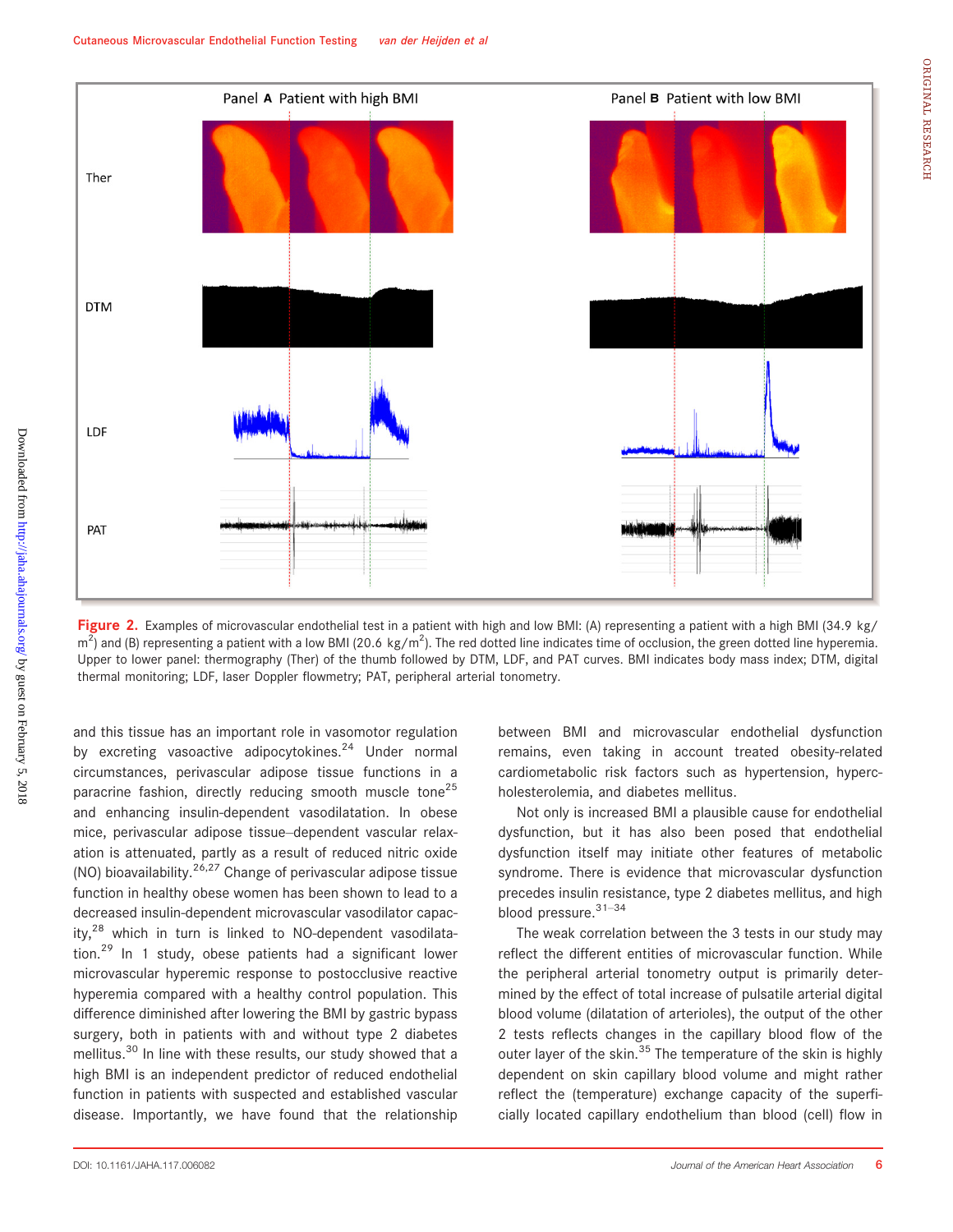**Figure 2.** Examples of microvascular endothelial test in a patient with high and low BMI: (A) representing a patient with a high BMI (34.9 kg/m$^2$) and (B) representing a patient with a low BMI (20.6 kg/m$^2$). The red dotted line indicates time of occlusion, the green dotted line hyperemia. Upper to lower panel: thermography (Ther) of the thumb followed by DTM, LDF, and PAT curves. BMI indicates body mass index; DTM, digital thermal monitoring; LDF, laser Doppler flowmetry; PAT, peripheral arterial tonometry.

and this tissue has an important role in vasomotor regulation by excreting vasoactive adipocytokines.[24] Under normal circumstances, perivascular adipose tissue functions in a paracrine fashion, directly reducing smooth muscle tone[25] and enhancing insulin-dependent vasodilatation. In obese mice, perivascular adipose tissue–dependent vascular relaxation is attenuated, partly as a result of reduced nitric oxide (NO) bioavailability.[26,27] Change of perivascular adipose tissue function in healthy obese women has been shown to lead to a decreased insulin-dependent microvascular vasodilator capacity,[28] which in turn is linked to NO-dependent vasodilatation.[29] In 1 study, obese patients had a significant lower microvascular hyperemic response to postocclusive reactive hyperemia compared with a healthy control population. This difference diminished after lowering the BMI by gastric bypass surgery, both in patients with and without type 2 diabetes mellitus.[30] In line with these results, our study showed that a high BMI is an independent predictor of reduced endothelial function in patients with suspected and established vascular disease. Importantly, we have found that the relationship between BMI and microvascular endothelial dysfunction remains, even taking in account treated obesity-related cardiometabolic risk factors such as hypertension, hypercholesterolemia, and diabetes mellitus.

Not only is increased BMI a plausible cause for endothelial dysfunction, but it has also been posed that endothelial dysfunction itself may initiate other features of metabolic syndrome. There is evidence that microvascular dysfunction precedes insulin resistance, type 2 diabetes mellitus, and high blood pressure.[31–34]

The weak correlation between the 3 tests in our study may reflect the different entities of microvascular function. While the peripheral arterial tonometry output is primarily determined by the effect of total increase of pulsatile arterial digital blood volume (dilatation of arterioles), the output of the other 2 tests reflects changes in the capillary blood flow of the outer layer of the skin.[35] The temperature of the skin is highly dependent on skin capillary blood volume and might rather reflect the (temperature) exchange capacity of the superficially located capillary endothelium than blood (cell) flow in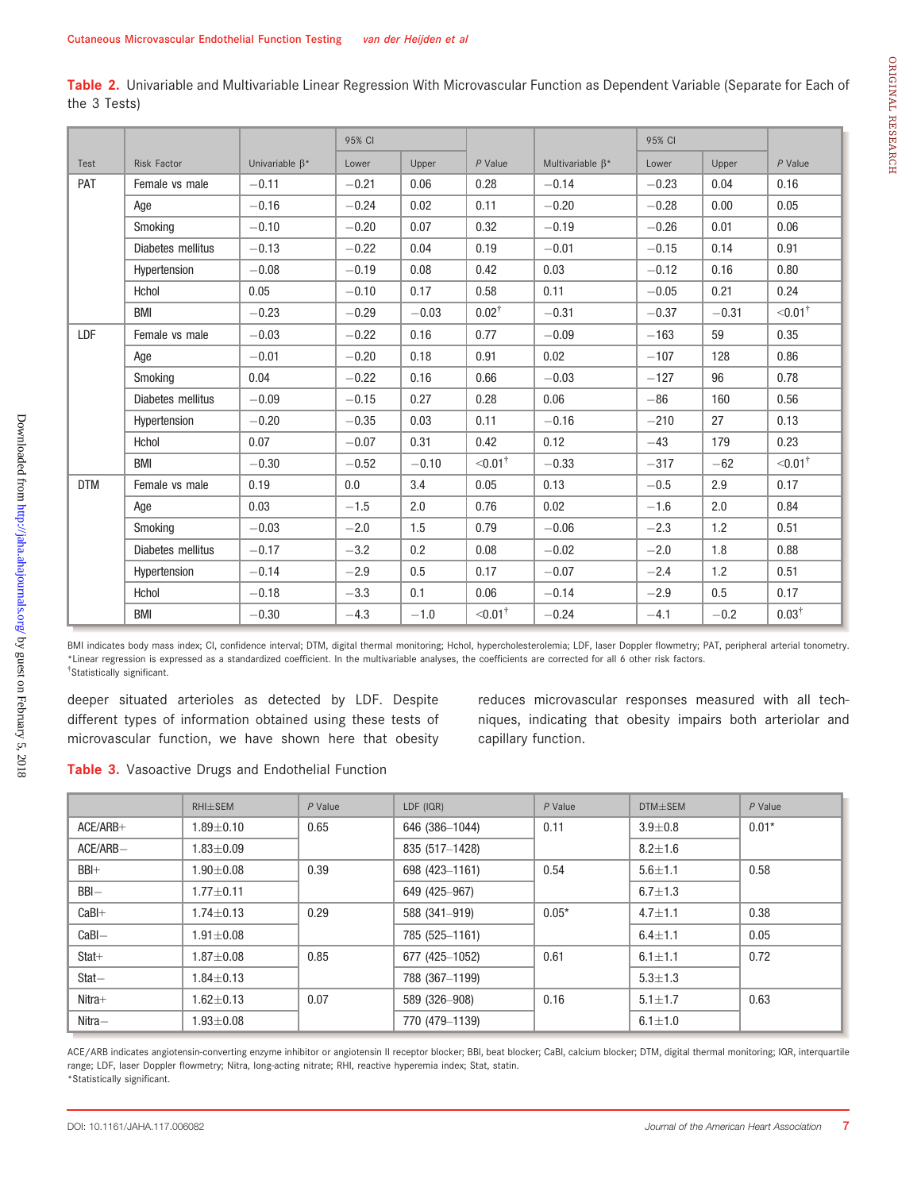**Table 2.** Univariable and Multivariable Linear Regression With Microvascular Function as Dependent Variable (Separate for Each of the 3 Tests)

| Test | Risk Factor | Univariable β* | 95% CI Lower | 95% CI Upper | P Value | Multivariable β* | 95% CI Lower | 95% CI Upper | P Value |
|---|---|---|---|---|---|---|---|---|---|
| PAT | Female vs male | −0.11 | −0.21 | 0.06 | 0.28 | −0.14 | −0.23 | 0.04 | 0.16 |
| | Age | −0.16 | −0.24 | 0.02 | 0.11 | −0.20 | −0.28 | 0.00 | 0.05 |
| | Smoking | −0.10 | −0.20 | 0.07 | 0.32 | −0.19 | −0.26 | 0.01 | 0.06 |
| | Diabetes mellitus | −0.13 | −0.22 | 0.04 | 0.19 | −0.01 | −0.15 | 0.14 | 0.91 |
| | Hypertension | −0.08 | −0.19 | 0.08 | 0.42 | 0.03 | −0.12 | 0.16 | 0.80 |
| | Hchol | 0.05 | −0.10 | 0.17 | 0.58 | 0.11 | −0.05 | 0.21 | 0.24 |
| | BMI | −0.23 | −0.29 | −0.03 | 0.02† | −0.31 | −0.37 | −0.31 | <0.01† |
| LDF | Female vs male | −0.03 | −0.22 | 0.16 | 0.77 | −0.09 | −163 | 59 | 0.35 |
| | Age | −0.01 | −0.20 | 0.18 | 0.91 | 0.02 | −107 | 128 | 0.86 |
| | Smoking | 0.04 | −0.22 | 0.16 | 0.66 | −0.03 | −127 | 96 | 0.78 |
| | Diabetes mellitus | −0.09 | −0.15 | 0.27 | 0.28 | 0.06 | −86 | 160 | 0.56 |
| | Hypertension | −0.20 | −0.35 | 0.03 | 0.11 | −0.16 | −210 | 27 | 0.13 |
| | Hchol | 0.07 | −0.07 | 0.31 | 0.42 | 0.12 | −43 | 179 | 0.23 |
| | BMI | −0.30 | −0.52 | −0.10 | <0.01† | −0.33 | −317 | −62 | <0.01† |
| DTM | Female vs male | 0.19 | 0.0 | 3.4 | 0.05 | 0.13 | −0.5 | 2.9 | 0.17 |
| | Age | 0.03 | −1.5 | 2.0 | 0.76 | 0.02 | −1.6 | 2.0 | 0.84 |
| | Smoking | −0.03 | −2.0 | 1.5 | 0.79 | −0.06 | −2.3 | 1.2 | 0.51 |
| | Diabetes mellitus | −0.17 | −3.2 | 0.2 | 0.08 | −0.02 | −2.0 | 1.8 | 0.88 |
| | Hypertension | −0.14 | −2.9 | 0.5 | 0.17 | −0.07 | −2.4 | 1.2 | 0.51 |
| | Hchol | −0.18 | −3.3 | 0.1 | 0.06 | −0.14 | −2.9 | 0.5 | 0.17 |
| | BMI | −0.30 | −4.3 | −1.0 | <0.01† | −0.24 | −4.1 | −0.2 | 0.03† |

BMI indicates body mass index; CI, confidence interval; DTM, digital thermal monitoring; Hchol, hypercholesterolemia; LDF, laser Doppler flowmetry; PAT, peripheral arterial tonometry.
*Linear regression is expressed as a standardized coefficient. In the multivariable analyses, the coefficients are corrected for all 6 other risk factors.
†Statistically significant.

deeper situated arterioles as detected by LDF. Despite different types of information obtained using these tests of microvascular function, we have shown here that obesity reduces microvascular responses measured with all techniques, indicating that obesity impairs both arteriolar and capillary function.

**Table 3.** Vasoactive Drugs and Endothelial Function

| | RHI±SEM | P Value | LDF (IQR) | P Value | DTM±SEM | P Value |
|---|---|---|---|---|---|---|
| ACE/ARB+ | 1.89±0.10 | 0.65 | 646 (386–1044) | 0.11 | 3.9±0.8 | 0.01* |
| ACE/ARB− | 1.83±0.09 | | 835 (517–1428) | | 8.2±1.6 | |
| BBl+ | 1.90±0.08 | 0.39 | 698 (423–1161) | 0.54 | 5.6±1.1 | 0.58 |
| BBl− | 1.77±0.11 | | 649 (425–967) | | 6.7±1.3 | |
| CaBl+ | 1.74±0.13 | 0.29 | 588 (341–919) | 0.05* | 4.7±1.1 | 0.38 |
| CaBl− | 1.91±0.08 | | 785 (525–1161) | | 6.4±1.1 | 0.05 |
| Stat+ | 1.87±0.08 | 0.85 | 677 (425–1052) | 0.61 | 6.1±1.1 | 0.72 |
| Stat− | 1.84±0.13 | | 788 (367–1199) | | 5.3±1.3 | |
| Nitra+ | 1.62±0.13 | 0.07 | 589 (326–908) | 0.16 | 5.1±1.7 | 0.63 |
| Nitra− | 1.93±0.08 | | 770 (479–1139) | | 6.1±1.0 | |

ACE/ARB indicates angiotensin-converting enzyme inhibitor or angiotensin II receptor blocker; BBl, beat blocker; CaBl, calcium blocker; DTM, digital thermal monitoring; IQR, interquartile range; LDF, laser Doppler flowmetry; Nitra, long-acting nitrate; RHI, reactive hyperemia index; Stat, statin.
*Statistically significant.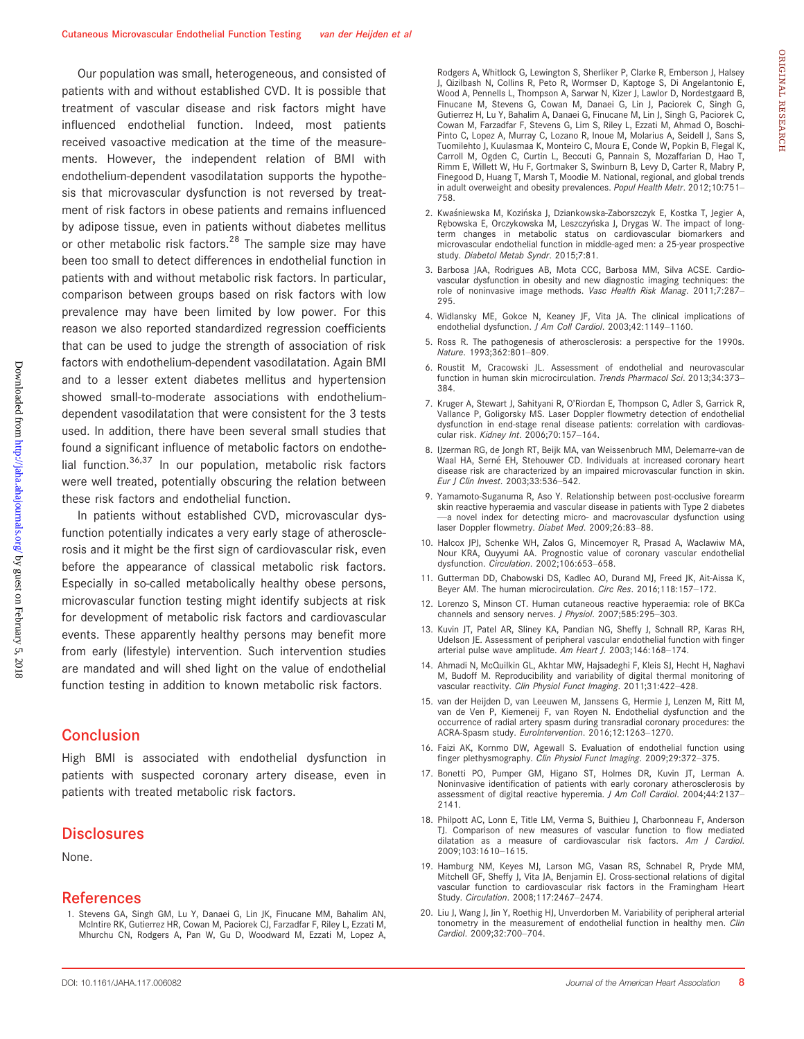Our population was small, heterogeneous, and consisted of patients with and without established CVD. It is possible that treatment of vascular disease and risk factors might have influenced endothelial function. Indeed, most patients received vasoactive medication at the time of the measurements. However, the independent relation of BMI with endothelium-dependent vasodilatation supports the hypothesis that microvascular dysfunction is not reversed by treatment of risk factors in obese patients and remains influenced by adipose tissue, even in patients without diabetes mellitus or other metabolic risk factors.[28] The sample size may have been too small to detect differences in endothelial function in patients with and without metabolic risk factors. In particular, comparison between groups based on risk factors with low prevalence may have been limited by low power. For this reason we also reported standardized regression coefficients that can be used to judge the strength of association of risk factors with endothelium-dependent vasodilatation. Again BMI and to a lesser extent diabetes mellitus and hypertension showed small-to-moderate associations with endothelium-dependent vasodilatation that were consistent for the 3 tests used. In addition, there have been several small studies that found a significant influence of metabolic factors on endothelial function.[36,37] In our population, metabolic risk factors were well treated, potentially obscuring the relation between these risk factors and endothelial function.

In patients without established CVD, microvascular dysfunction potentially indicates a very early stage of atherosclerosis and it might be the first sign of cardiovascular risk, even before the appearance of classical metabolic risk factors. Especially in so-called metabolically healthy obese persons, microvascular function testing might identify subjects at risk for development of metabolic risk factors and cardiovascular events. These apparently healthy persons may benefit more from early (lifestyle) intervention. Such intervention studies are mandated and will shed light on the value of endothelial function testing in addition to known metabolic risk factors.

## Conclusion

High BMI is associated with endothelial dysfunction in patients with suspected coronary artery disease, even in patients with treated metabolic risk factors.

## Disclosures

None.

## References

1. Stevens GA, Singh GM, Lu Y, Danaei G, Lin JK, Finucane MM, Bahalim AN, McIntire RK, Gutierrez HR, Cowan M, Paciorek CJ, Farzadfar F, Riley L, Ezzati M, Mhurchu CN, Rodgers A, Pan W, Gu D, Woodward M, Ezzati M, Lopez A, Rodgers A, Whitlock G, Lewington S, Sherliker P, Clarke R, Emberson J, Halsey J, Qizilbash N, Collins R, Peto R, Wormser D, Kaptoge S, Di Angelantonio E, Wood A, Pennells L, Thompson A, Sarwar N, Kizer J, Lawlor D, Nordestgaard B, Finucane M, Stevens G, Cowan M, Danaei G, Lin J, Paciorek C, Singh G, Gutierrez H, Lu Y, Bahalim A, Danaei G, Finucane M, Lin J, Singh G, Paciorek C, Cowan M, Farzadfar F, Stevens G, Lim S, Riley L, Ezzati M, Ahmad O, Boschi-Pinto C, Lopez A, Murray C, Lozano R, Inoue M, Molarius A, Seidell J, Sans S, Tuomilehto J, Kuulasmaa K, Monteiro C, Moura E, Conde W, Popkin B, Flegal K, Carroll M, Ogden C, Curtin L, Beccuti G, Pannain S, Mozaffarian D, Hao T, Rimm E, Willett W, Hu F, Gortmaker S, Swinburn B, Levy D, Carter R, Mabry P, Finegood D, Huang T, Marsh T, Moodie M. National, regional, and global trends in adult overweight and obesity prevalences. *Popul Health Metr*. 2012;10:751–758.
2. Kwaśniewska M, Kozińska J, Dziankowska-Zaborszczyk E, Kostka T, Jegier A, Rębowska E, Orczykowska M, Leszczyńska J, Drygas W. The impact of long-term changes in metabolic status on cardiovascular biomarkers and microvascular endothelial function in middle-aged men: a 25-year prospective study. *Diabetol Metab Syndr*. 2015;7:81.
3. Barbosa JAA, Rodrigues AB, Mota CCC, Barbosa MM, Silva ACSE. Cardiovascular dysfunction in obesity and new diagnostic imaging techniques: the role of noninvasive image methods. *Vasc Health Risk Manag*. 2011;7:287–295.
4. Widlansky ME, Gokce N, Keaney JF, Vita JA. The clinical implications of endothelial dysfunction. *J Am Coll Cardiol*. 2003;42:1149–1160.
5. Ross R. The pathogenesis of atherosclerosis: a perspective for the 1990s. *Nature*. 1993;362:801–809.
6. Roustit M, Cracowski JL. Assessment of endothelial and neurovascular function in human skin microcirculation. *Trends Pharmacol Sci*. 2013;34:373–384.
7. Kruger A, Stewart J, Sahityani R, O'Riordan E, Thompson C, Adler S, Garrick R, Vallance P, Goligorsky MS. Laser Doppler flowmetry detection of endothelial dysfunction in end-stage renal disease patients: correlation with cardiovascular risk. *Kidney Int*. 2006;70:157–164.
8. IJzerman RG, de Jongh RT, Beijk MA, van Weissenbruch MM, Delemarre-van de Waal HA, Serné EH, Stehouwer CD. Individuals at increased coronary heart disease risk are characterized by an impaired microvascular function in skin. *Eur J Clin Invest*. 2003;33:536–542.
9. Yamamoto-Suganuma R, Aso Y. Relationship between post-occlusive forearm skin reactive hyperaemia and vascular disease in patients with Type 2 diabetes—a novel index for detecting micro- and macrovascular dysfunction using laser Doppler flowmetry. *Diabet Med*. 2009;26:83–88.
10. Halcox JPJ, Schenke WH, Zalos G, Mincemoyer R, Prasad A, Waclawiw MA, Nour KRA, Quyyumi AA. Prognostic value of coronary vascular endothelial dysfunction. *Circulation*. 2002;106:653–658.
11. Gutterman DD, Chabowski DS, Kadlec AO, Durand MJ, Freed JK, Ait-Aissa K, Beyer AM. The human microcirculation. *Circ Res*. 2016;118:157–172.
12. Lorenzo S, Minson CT. Human cutaneous reactive hyperaemia: role of BKCa channels and sensory nerves. *J Physiol*. 2007;585:295–303.
13. Kuvin JT, Patel AR, Sliney KA, Pandian NG, Sheffy J, Schnall RP, Karas RH, Udelson JE. Assessment of peripheral vascular endothelial function with finger arterial pulse wave amplitude. *Am Heart J*. 2003;146:168–174.
14. Ahmadi N, McQuilkin GL, Akhtar MW, Hajsadeghi F, Kleis SJ, Hecht H, Naghavi M, Budoff M. Reproducibility and variability of digital thermal monitoring of vascular reactivity. *Clin Physiol Funct Imaging*. 2011;31:422–428.
15. van der Heijden D, van Leeuwen M, Janssens G, Hermie J, Lenzen M, Ritt M, van de Ven P, Kiemeneij F, van Royen N. Endothelial dysfunction and the occurrence of radial artery spasm during transradial coronary procedures: the ACRA-Spasm study. *EuroIntervention*. 2016;12:1263–1270.
16. Faizi AK, Kornmo DW, Agewall S. Evaluation of endothelial function using finger plethysmography. *Clin Physiol Funct Imaging*. 2009;29:372–375.
17. Bonetti PO, Pumper GM, Higano ST, Holmes DR, Kuvin JT, Lerman A. Noninvasive identification of patients with early coronary atherosclerosis by assessment of digital reactive hyperemia. *J Am Coll Cardiol*. 2004;44:2137–2141.
18. Philpott AC, Lonn E, Title LM, Verma S, Buithieu J, Charbonneau F, Anderson TJ. Comparison of new measures of vascular function to flow mediated dilatation as a measure of cardiovascular risk factors. *Am J Cardiol*. 2009;103:1610–1615.
19. Hamburg NM, Keyes MJ, Larson MG, Vasan RS, Schnabel R, Pryde MM, Mitchell GF, Sheffy J, Vita JA, Benjamin EJ. Cross-sectional relations of digital vascular function to cardiovascular risk factors in the Framingham Heart Study. *Circulation*. 2008;117:2467–2474.
20. Liu J, Wang J, Jin Y, Roethig HJ, Unverdorben M. Variability of peripheral arterial tonometry in the measurement of endothelial function in healthy men. *Clin Cardiol*. 2009;32:700–704.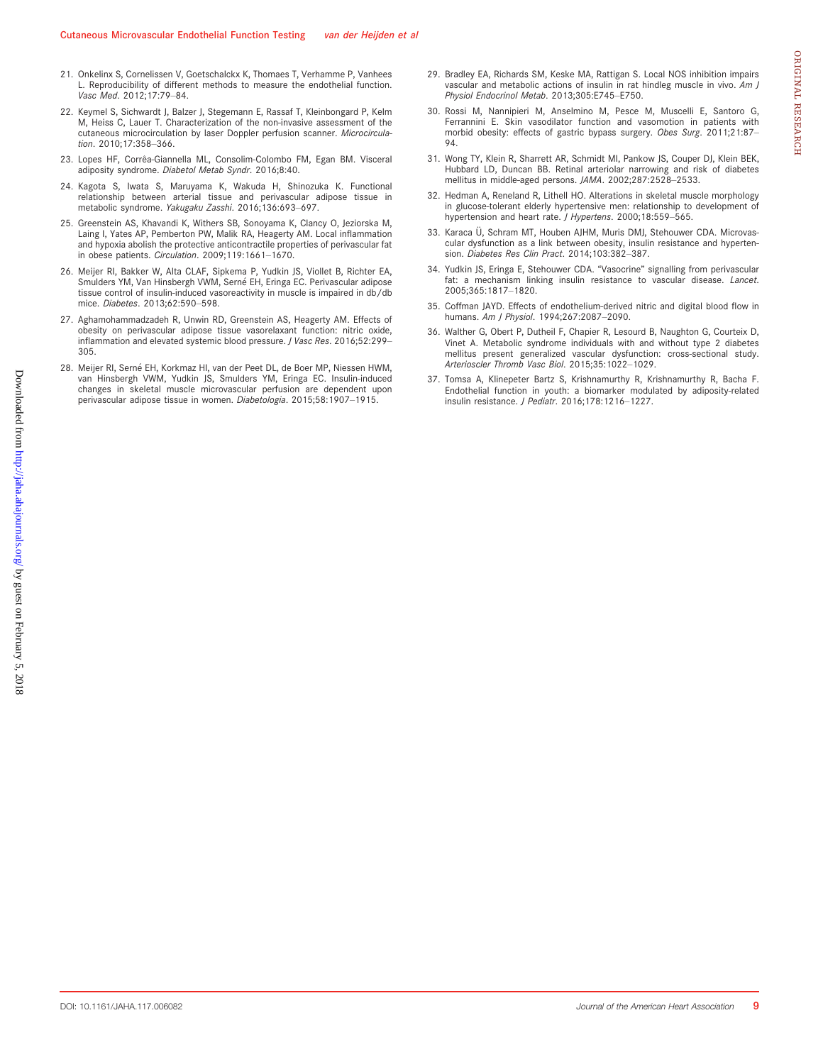21. Onkelinx S, Cornelissen V, Goetschalckx K, Thomaes T, Verhamme P, Vanhees L. Reproducibility of different methods to measure the endothelial function. *Vasc Med*. 2012;17:79–84.

22. Keymel S, Sichwardt J, Balzer J, Stegemann E, Rassaf T, Kleinbongard P, Kelm M, Heiss C, Lauer T. Characterization of the non-invasive assessment of the cutaneous microcirculation by laser Doppler perfusion scanner. *Microcirculation*. 2010;17:358–366.

23. Lopes HF, Corrêa-Giannella ML, Consolim-Colombo FM, Egan BM. Visceral adiposity syndrome. *Diabetol Metab Syndr*. 2016;8:40.

24. Kagota S, Iwata S, Maruyama K, Wakuda H, Shinozuka K. Functional relationship between arterial tissue and perivascular adipose tissue in metabolic syndrome. *Yakugaku Zasshi*. 2016;136:693–697.

25. Greenstein AS, Khavandi K, Withers SB, Sonoyama K, Clancy O, Jeziorska M, Laing I, Yates AP, Pemberton PW, Malik RA, Heagerty AM. Local inflammation and hypoxia abolish the protective anticontractile properties of perivascular fat in obese patients. *Circulation*. 2009;119:1661–1670.

26. Meijer RI, Bakker W, Alta CLAF, Sipkema P, Yudkin JS, Viollet B, Richter EA, Smulders YM, Van Hinsbergh VWM, Serné EH, Eringa EC. Perivascular adipose tissue control of insulin-induced vasoreactivity in muscle is impaired in db/db mice. *Diabetes*. 2013;62:590–598.

27. Aghamohammadzadeh R, Unwin RD, Greenstein AS, Heagerty AM. Effects of obesity on perivascular adipose tissue vasorelaxant function: nitric oxide, inflammation and elevated systemic blood pressure. *J Vasc Res*. 2016;52:299–305.

28. Meijer RI, Serné EH, Korkmaz HI, van der Peet DL, de Boer MP, Niessen HWM, van Hinsbergh VWM, Yudkin JS, Smulders YM, Eringa EC. Insulin-induced changes in skeletal muscle microvascular perfusion are dependent upon perivascular adipose tissue in women. *Diabetologia*. 2015;58:1907–1915.

29. Bradley EA, Richards SM, Keske MA, Rattigan S. Local NOS inhibition impairs vascular and metabolic actions of insulin in rat hindleg muscle in vivo. *Am J Physiol Endocrinol Metab*. 2013;305:E745–E750.

30. Rossi M, Nannipieri M, Anselmino M, Pesce M, Muscelli E, Santoro G, Ferrannini E. Skin vasodilator function and vasomotion in patients with morbid obesity: effects of gastric bypass surgery. *Obes Surg*. 2011;21:87–94.

31. Wong TY, Klein R, Sharrett AR, Schmidt MI, Pankow JS, Couper DJ, Klein BEK, Hubbard LD, Duncan BB. Retinal arteriolar narrowing and risk of diabetes mellitus in middle-aged persons. *JAMA*. 2002;287:2528–2533.

32. Hedman A, Reneland R, Lithell HO. Alterations in skeletal muscle morphology in glucose-tolerant elderly hypertensive men: relationship to development of hypertension and heart rate. *J Hypertens*. 2000;18:559–565.

33. Karaca Ü, Schram MT, Houben AJHM, Muris DMJ, Stehouwer CDA. Microvascular dysfunction as a link between obesity, insulin resistance and hypertension. *Diabetes Res Clin Pract*. 2014;103:382–387.

34. Yudkin JS, Eringa E, Stehouwer CDA. "Vasocrine" signalling from perivascular fat: a mechanism linking insulin resistance to vascular disease. *Lancet*. 2005;365:1817–1820.

35. Coffman JAYD. Effects of endothelium-derived nitric and digital blood flow in humans. *Am J Physiol*. 1994;267:2087–2090.

36. Walther G, Obert P, Dutheil F, Chapier R, Lesourd B, Naughton G, Courteix D, Vinet A. Metabolic syndrome individuals with and without type 2 diabetes mellitus present generalized vascular dysfunction: cross-sectional study. *Arterioscler Thromb Vasc Biol*. 2015;35:1022–1029.

37. Tomsa A, Klinepeter Bartz S, Krishnamurthy R, Krishnamurthy R, Bacha F. Endothelial function in youth: a biomarker modulated by adiposity-related insulin resistance. *J Pediatr*. 2016;178:1216–1227.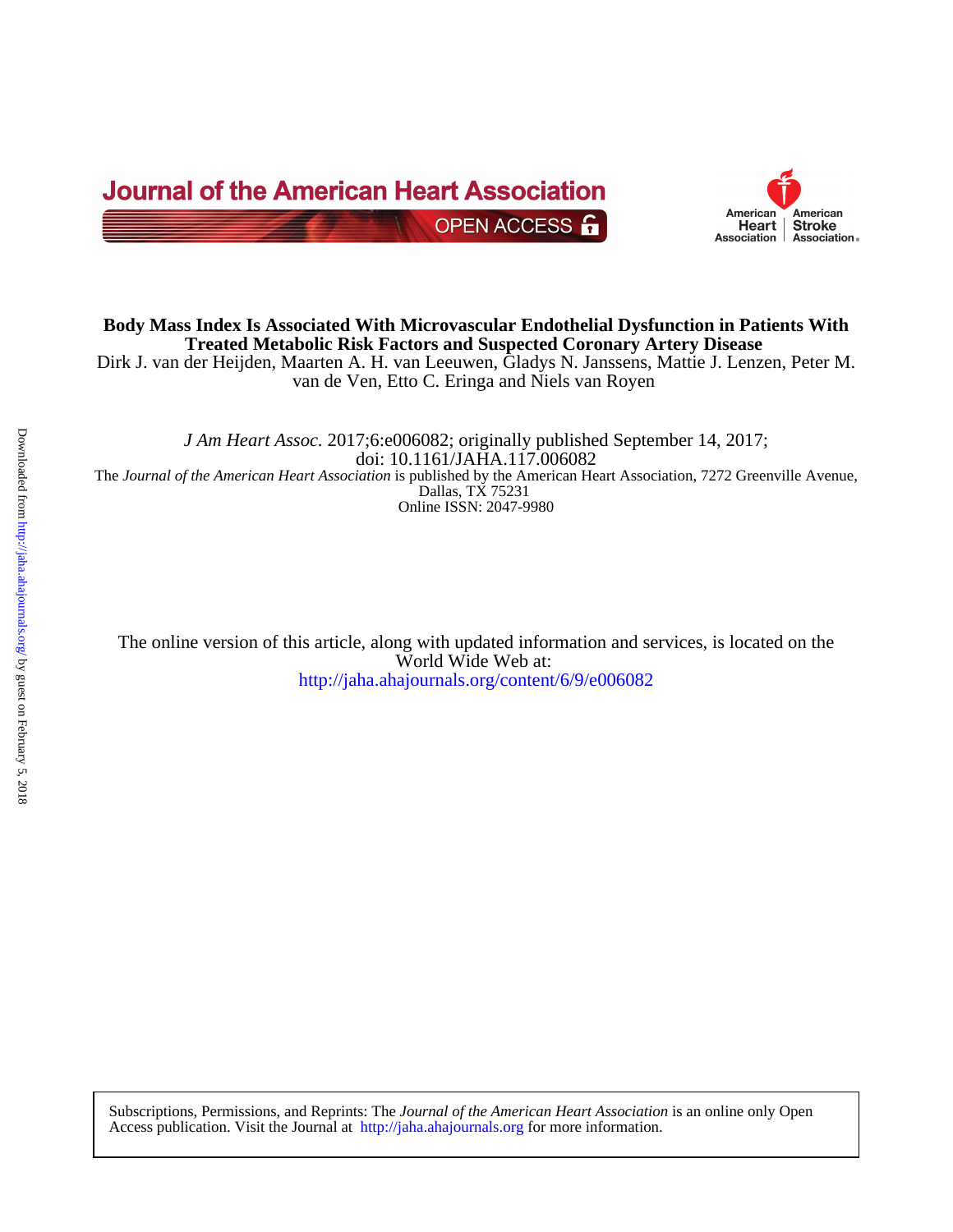Journal of the American Heart Association

OPEN ACCESS

**Body Mass Index Is Associated With Microvascular Endothelial Dysfunction in Patients With Treated Metabolic Risk Factors and Suspected Coronary Artery Disease**

Dirk J. van der Heijden, Maarten A. H. van Leeuwen, Gladys N. Janssens, Mattie J. Lenzen, Peter M. van de Ven, Etto C. Eringa and Niels van Royen

*J Am Heart Assoc.* 2017;6:e006082; originally published September 14, 2017;
doi: 10.1161/JAHA.117.006082

The *Journal of the American Heart Association* is published by the American Heart Association, 7272 Greenville Avenue, Dallas, TX 75231

Online ISSN: 2047-9980

The online version of this article, along with updated information and services, is located on the World Wide Web at:
http://jaha.ahajournals.org/content/6/9/e006082

Subscriptions, Permissions, and Reprints: The *Journal of the American Heart Association* is an online only Open Access publication. Visit the Journal at http://jaha.ahajournals.org for more information.